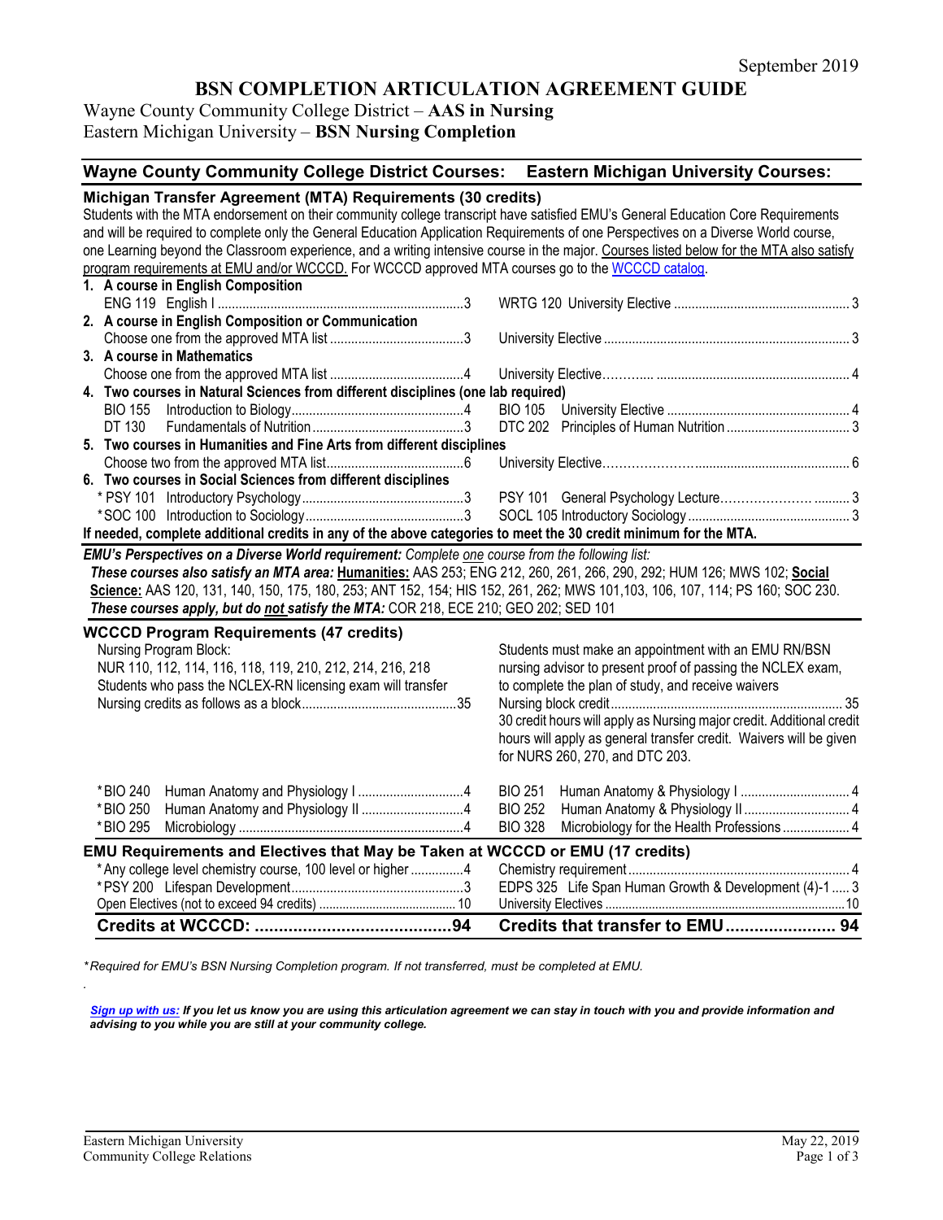September 2019

# BSN COMPLETION ARTICULATION AGREEMENT GUIDE

Wayne County Community College District – **AAS in Nursing**
Eastern Michigan University – **BSN Nursing Completion**

| Wayne County Community College District Courses: | | Eastern Michigan University Courses: | |
|---|---|---|---|
| **Michigan Transfer Agreement (MTA) Requirements (30 credits)** | | | |
| Students with the MTA endorsement on their community college transcript have satisfied EMU's General Education Core Requirements and will be required to complete only the General Education Application Requirements of one Perspectives on a Diverse World course, one Learning beyond the Classroom experience, and a writing intensive course in the major. Courses listed below for the MTA also satisfy program requirements at EMU and/or WCCCD. For WCCCD approved MTA courses go to the WCCCD catalog. | | | |
| **1. A course in English Composition** | | | |
| ENG 119 English I | 3 | WRTG 120 University Elective | 3 |
| **2. A course in English Composition or Communication** | | | |
| Choose one from the approved MTA list | 3 | University Elective | 3 |
| **3. A course in Mathematics** | | | |
| Choose one from the approved MTA list | 4 | University Elective | 4 |
| **4. Two courses in Natural Sciences from different disciplines (one lab required)** | | | |
| BIO 155 Introduction to Biology | 4 | BIO 105 University Elective | 4 |
| DT 130 Fundamentals of Nutrition | 3 | DTC 202 Principles of Human Nutrition | 3 |
| **5. Two courses in Humanities and Fine Arts from different disciplines** | | | |
| Choose two from the approved MTA list | 6 | University Elective | 6 |
| **6. Two courses in Social Sciences from different disciplines** | | | |
| * PSY 101 Introductory Psychology | 3 | PSY 101 General Psychology Lecture | 3 |
| * SOC 100 Introduction to Sociology | 3 | SOCL 105 Introductory Sociology | 3 |
| **If needed, complete additional credits in any of the above categories to meet the 30 credit minimum for the MTA.** | | | |

***EMU's Perspectives on a Diverse World requirement:** Complete one course from the following list:*
***These courses also satisfy an MTA area:*** **Humanities:** AAS 253; ENG 212, 260, 261, 266, 290, 292; HUM 126; MWS 102; **Social Science:** AAS 120, 131, 140, 150, 175, 180, 253; ANT 152, 154; HIS 152, 261, 262; MWS 101,103, 106, 107, 114; PS 160; SOC 230.
***These courses apply, but do not satisfy the MTA:*** COR 218, ECE 210; GEO 202; SED 101

| Wayne County Community College District Courses: | | Eastern Michigan University Courses: | |
|---|---|---|---|
| **WCCCD Program Requirements (47 credits)** | | | |
| Nursing Program Block: NUR 110, 112, 114, 116, 118, 119, 210, 212, 214, 216, 218. Students who pass the NCLEX-RN licensing exam will transfer Nursing credits as follows as a block | 35 | Students must make an appointment with an EMU RN/BSN nursing advisor to present proof of passing the NCLEX exam, to complete the plan of study, and receive waivers. Nursing block credit. 30 credit hours will apply as Nursing major credit. Additional credit hours will apply as general transfer credit. Waivers will be given for NURS 260, 270, and DTC 203. | 35 |
| * BIO 240 Human Anatomy and Physiology I | 4 | BIO 251 Human Anatomy & Physiology I | 4 |
| * BIO 250 Human Anatomy and Physiology II | 4 | BIO 252 Human Anatomy & Physiology II | 4 |
| * BIO 295 Microbiology | 4 | BIO 328 Microbiology for the Health Professions | 4 |
| **EMU Requirements and Electives that May be Taken at WCCCD or EMU (17 credits)** | | | |
| * Any college level chemistry course, 100 level or higher | 4 | Chemistry requirement | 4 |
| * PSY 200 Lifespan Development | 3 | EDPS 325 Life Span Human Growth & Development (4)-1 | 3 |
| Open Electives (not to exceed 94 credits) | 10 | University Electives | 10 |
| **Credits at WCCCD:** | **94** | **Credits that transfer to EMU** | **94** |

*\* Required for EMU's BSN Nursing Completion program. If not transferred, must be completed at EMU.*

***Sign up with us:** If you let us know you are using this articulation agreement we can stay in touch with you and provide information and advising to you while you are still at your community college.*

Eastern Michigan University
Community College Relations

May 22, 2019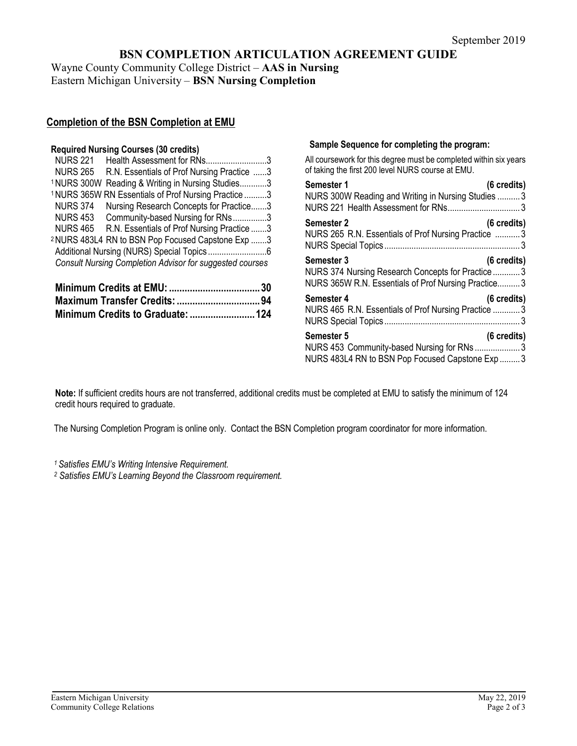September 2019

# BSN COMPLETION ARTICULATION AGREEMENT GUIDE

Wayne County Community College District – **AAS in Nursing**
Eastern Michigan University – **BSN Nursing Completion**

## Completion of the BSN Completion at EMU

### Required Nursing Courses (30 credits)

| Course | Title | Credits |
|---|---|---|
| NURS 221 | Health Assessment for RNs | 3 |
| NURS 265 | R.N. Essentials of Prof Nursing Practice | 3 |
| [1] NURS 300W | Reading & Writing in Nursing Studies | 3 |
| [1] NURS 365W | RN Essentials of Prof Nursing Practice | 3 |
| NURS 374 | Nursing Research Concepts for Practice | 3 |
| NURS 453 | Community-based Nursing for RNs | 3 |
| NURS 465 | R.N. Essentials of Prof Nursing Practice | 3 |
| [2] NURS 483L4 | RN to BSN Pop Focused Capstone Exp | 3 |
| Additional Nursing (NURS) Special Topics | | 6 |

*Consult Nursing Completion Advisor for suggested courses*

**Minimum Credits at EMU: 30**
**Maximum Transfer Credits: 94**
**Minimum Credits to Graduate: 124**

### Sample Sequence for completing the program:

All coursework for this degree must be completed within six years of taking the first 200 level NURS course at EMU.

**Semester 1 (6 credits)**
- NURS 300W Reading and Writing in Nursing Studies 3
- NURS 221 Health Assessment for RNs 3

**Semester 2 (6 credits)**
- NURS 265 R.N. Essentials of Prof Nursing Practice 3
- NURS Special Topics 3

**Semester 3 (6 credits)**
- NURS 374 Nursing Research Concepts for Practice 3
- NURS 365W R.N. Essentials of Prof Nursing Practice 3

**Semester 4 (6 credits)**
- NURS 465 R.N. Essentials of Prof Nursing Practice 3
- NURS Special Topics 3

**Semester 5 (6 credits)**
- NURS 453 Community-based Nursing for RNs 3
- NURS 483L4 RN to BSN Pop Focused Capstone Exp 3

**Note:** If sufficient credits hours are not transferred, additional credits must be completed at EMU to satisfy the minimum of 124 credit hours required to graduate.

The Nursing Completion Program is online only. Contact the BSN Completion program coordinator for more information.

*[1] Satisfies EMU's Writing Intensive Requirement.*
*[2] Satisfies EMU's Learning Beyond the Classroom requirement.*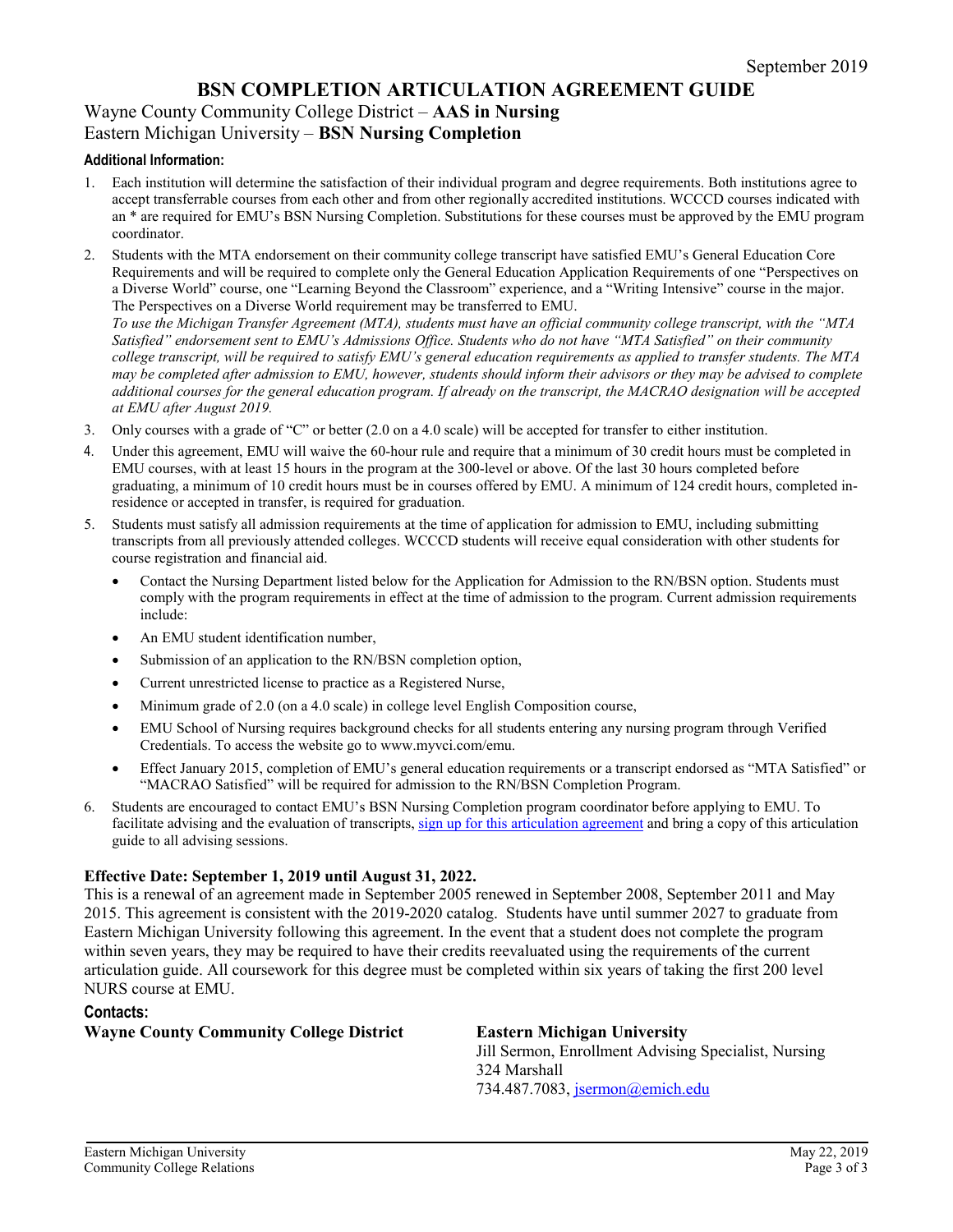September 2019

# BSN COMPLETION ARTICULATION AGREEMENT GUIDE

## Wayne County Community College District – **AAS in Nursing**
## Eastern Michigan University – **BSN Nursing Completion**

### Additional Information:

1. Each institution will determine the satisfaction of their individual program and degree requirements. Both institutions agree to accept transferrable courses from each other and from other regionally accredited institutions. WCCCD courses indicated with an * are required for EMU's BSN Nursing Completion. Substitutions for these courses must be approved by the EMU program coordinator.
2. Students with the MTA endorsement on their community college transcript have satisfied EMU's General Education Core Requirements and will be required to complete only the General Education Application Requirements of one "Perspectives on a Diverse World" course, one "Learning Beyond the Classroom" experience, and a "Writing Intensive" course in the major. The Perspectives on a Diverse World requirement may be transferred to EMU.
   *To use the Michigan Transfer Agreement (MTA), students must have an official community college transcript, with the "MTA Satisfied" endorsement sent to EMU's Admissions Office. Students who do not have "MTA Satisfied" on their community college transcript, will be required to satisfy EMU's general education requirements as applied to transfer students. The MTA may be completed after admission to EMU, however, students should inform their advisors or they may be advised to complete additional courses for the general education program. If already on the transcript, the MACRAO designation will be accepted at EMU after August 2019.*
3. Only courses with a grade of "C" or better (2.0 on a 4.0 scale) will be accepted for transfer to either institution.
4. Under this agreement, EMU will waive the 60-hour rule and require that a minimum of 30 credit hours must be completed in EMU courses, with at least 15 hours in the program at the 300-level or above. Of the last 30 hours completed before graduating, a minimum of 10 credit hours must be in courses offered by EMU. A minimum of 124 credit hours, completed in-residence or accepted in transfer, is required for graduation.
5. Students must satisfy all admission requirements at the time of application for admission to EMU, including submitting transcripts from all previously attended colleges. WCCCD students will receive equal consideration with other students for course registration and financial aid.
   - Contact the Nursing Department listed below for the Application for Admission to the RN/BSN option. Students must comply with the program requirements in effect at the time of admission to the program. Current admission requirements include:
   - An EMU student identification number,
   - Submission of an application to the RN/BSN completion option,
   - Current unrestricted license to practice as a Registered Nurse,
   - Minimum grade of 2.0 (on a 4.0 scale) in college level English Composition course,
   - EMU School of Nursing requires background checks for all students entering any nursing program through Verified Credentials. To access the website go to www.myvci.com/emu.
   - Effect January 2015, completion of EMU's general education requirements or a transcript endorsed as "MTA Satisfied" or "MACRAO Satisfied" will be required for admission to the RN/BSN Completion Program.
6. Students are encouraged to contact EMU's BSN Nursing Completion program coordinator before applying to EMU. To facilitate advising and the evaluation of transcripts, sign up for this articulation agreement and bring a copy of this articulation guide to all advising sessions.

**Effective Date: September 1, 2019 until August 31, 2022.**

This is a renewal of an agreement made in September 2005 renewed in September 2008, September 2011 and May 2015. This agreement is consistent with the 2019-2020 catalog. Students have until summer 2027 to graduate from Eastern Michigan University following this agreement. In the event that a student does not complete the program within seven years, they may be required to have their credits reevaluated using the requirements of the current articulation guide. All coursework for this degree must be completed within six years of taking the first 200 level NURS course at EMU.

### Contacts:

**Wayne County Community College District**

**Eastern Michigan University**
Jill Sermon, Enrollment Advising Specialist, Nursing
324 Marshall
734.487.7083, jsermon@emich.edu